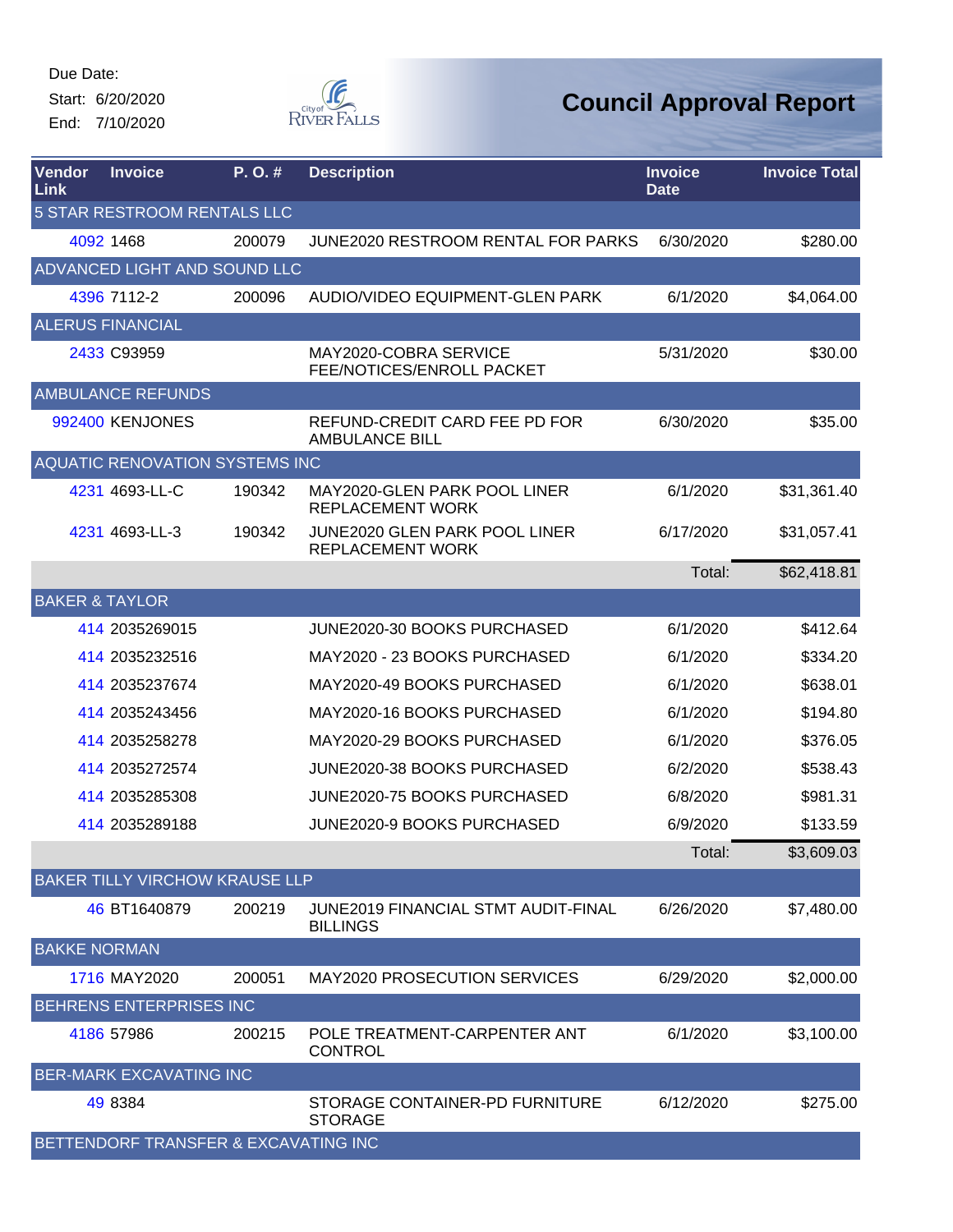Due Date:
Start: 6/20/2020
End: 7/10/2020

City of River Falls

# Council Approval Report

| Vendor Link | Invoice | P. O. # | Description | Invoice Date | Invoice Total |
|---|---|---|---|---|---|
| 5 STAR RESTROOM RENTALS LLC | | | | | |
| 4092 | 1468 | 200079 | JUNE2020 RESTROOM RENTAL FOR PARKS | 6/30/2020 | $280.00 |
| ADVANCED LIGHT AND SOUND LLC | | | | | |
| 4396 | 7112-2 | 200096 | AUDIO/VIDEO EQUIPMENT-GLEN PARK | 6/1/2020 | $4,064.00 |
| ALERUS FINANCIAL | | | | | |
| 2433 | C93959 | | MAY2020-COBRA SERVICE FEE/NOTICES/ENROLL PACKET | 5/31/2020 | $30.00 |
| AMBULANCE REFUNDS | | | | | |
| 992400 | KENJONES | | REFUND-CREDIT CARD FEE PD FOR AMBULANCE BILL | 6/30/2020 | $35.00 |
| AQUATIC RENOVATION SYSTEMS INC | | | | | |
| 4231 | 4693-LL-C | 190342 | MAY2020-GLEN PARK POOL LINER REPLACEMENT WORK | 6/1/2020 | $31,361.40 |
| 4231 | 4693-LL-3 | 190342 | JUNE2020 GLEN PARK POOL LINER REPLACEMENT WORK | 6/17/2020 | $31,057.41 |
| | | | | Total: | $62,418.81 |
| BAKER & TAYLOR | | | | | |
| 414 | 2035269015 | | JUNE2020-30 BOOKS PURCHASED | 6/1/2020 | $412.64 |
| 414 | 2035232516 | | MAY2020 - 23 BOOKS PURCHASED | 6/1/2020 | $334.20 |
| 414 | 2035237674 | | MAY2020-49 BOOKS PURCHASED | 6/1/2020 | $638.01 |
| 414 | 2035243456 | | MAY2020-16 BOOKS PURCHASED | 6/1/2020 | $194.80 |
| 414 | 2035258278 | | MAY2020-29 BOOKS PURCHASED | 6/1/2020 | $376.05 |
| 414 | 2035272574 | | JUNE2020-38 BOOKS PURCHASED | 6/2/2020 | $538.43 |
| 414 | 2035285308 | | JUNE2020-75 BOOKS PURCHASED | 6/8/2020 | $981.31 |
| 414 | 2035289188 | | JUNE2020-9 BOOKS PURCHASED | 6/9/2020 | $133.59 |
| | | | | Total: | $3,609.03 |
| BAKER TILLY VIRCHOW KRAUSE LLP | | | | | |
| 46 | BT1640879 | 200219 | JUNE2019 FINANCIAL STMT AUDIT-FINAL BILLINGS | 6/26/2020 | $7,480.00 |
| BAKKE NORMAN | | | | | |
| 1716 | MAY2020 | 200051 | MAY2020 PROSECUTION SERVICES | 6/29/2020 | $2,000.00 |
| BEHRENS ENTERPRISES INC | | | | | |
| 4186 | 57986 | 200215 | POLE TREATMENT-CARPENTER ANT CONTROL | 6/1/2020 | $3,100.00 |
| BER-MARK EXCAVATING INC | | | | | |
| 49 | 8384 | | STORAGE CONTAINER-PD FURNITURE STORAGE | 6/12/2020 | $275.00 |
| BETTENDORF TRANSFER & EXCAVATING INC | | | | | |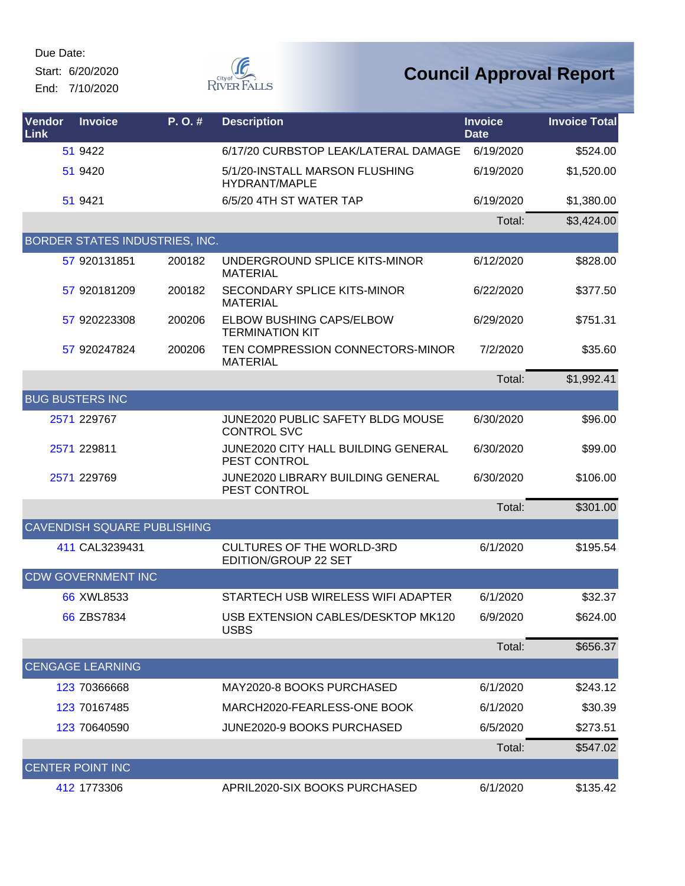Due Date:

Start: 6/20/2020

End: 7/10/2020

# Council Approval Report

| Vendor Link | Invoice | P. O. # | Description | Invoice Date | Invoice Total |
|---|---|---|---|---|---|
| 51 | 9422 | | 6/17/20 CURBSTOP LEAK/LATERAL DAMAGE | 6/19/2020 | $524.00 |
| 51 | 9420 | | 5/1/20-INSTALL MARSON FLUSHING HYDRANT/MAPLE | 6/19/2020 | $1,520.00 |
| 51 | 9421 | | 6/5/20 4TH ST WATER TAP | 6/19/2020 | $1,380.00 |
| | | | | Total: | $3,424.00 |
| BORDER STATES INDUSTRIES, INC. | | | | | |
| 57 | 920131851 | 200182 | UNDERGROUND SPLICE KITS-MINOR MATERIAL | 6/12/2020 | $828.00 |
| 57 | 920181209 | 200182 | SECONDARY SPLICE KITS-MINOR MATERIAL | 6/22/2020 | $377.50 |
| 57 | 920223308 | 200206 | ELBOW BUSHING CAPS/ELBOW TERMINATION KIT | 6/29/2020 | $751.31 |
| 57 | 920247824 | 200206 | TEN COMPRESSION CONNECTORS-MINOR MATERIAL | 7/2/2020 | $35.60 |
| | | | | Total: | $1,992.41 |
| BUG BUSTERS INC | | | | | |
| 2571 | 229767 | | JUNE2020 PUBLIC SAFETY BLDG MOUSE CONTROL SVC | 6/30/2020 | $96.00 |
| 2571 | 229811 | | JUNE2020 CITY HALL BUILDING GENERAL PEST CONTROL | 6/30/2020 | $99.00 |
| 2571 | 229769 | | JUNE2020 LIBRARY BUILDING GENERAL PEST CONTROL | 6/30/2020 | $106.00 |
| | | | | Total: | $301.00 |
| CAVENDISH SQUARE PUBLISHING | | | | | |
| 411 | CAL3239431 | | CULTURES OF THE WORLD-3RD EDITION/GROUP 22 SET | 6/1/2020 | $195.54 |
| CDW GOVERNMENT INC | | | | | |
| 66 | XWL8533 | | STARTECH USB WIRELESS WIFI ADAPTER | 6/1/2020 | $32.37 |
| 66 | ZBS7834 | | USB EXTENSION CABLES/DESKTOP MK120 USBS | 6/9/2020 | $624.00 |
| | | | | Total: | $656.37 |
| CENGAGE LEARNING | | | | | |
| 123 | 70366668 | | MAY2020-8 BOOKS PURCHASED | 6/1/2020 | $243.12 |
| 123 | 70167485 | | MARCH2020-FEARLESS-ONE BOOK | 6/1/2020 | $30.39 |
| 123 | 70640590 | | JUNE2020-9 BOOKS PURCHASED | 6/5/2020 | $273.51 |
| | | | | Total: | $547.02 |
| CENTER POINT INC | | | | | |
| 412 | 1773306 | | APRIL2020-SIX BOOKS PURCHASED | 6/1/2020 | $135.42 |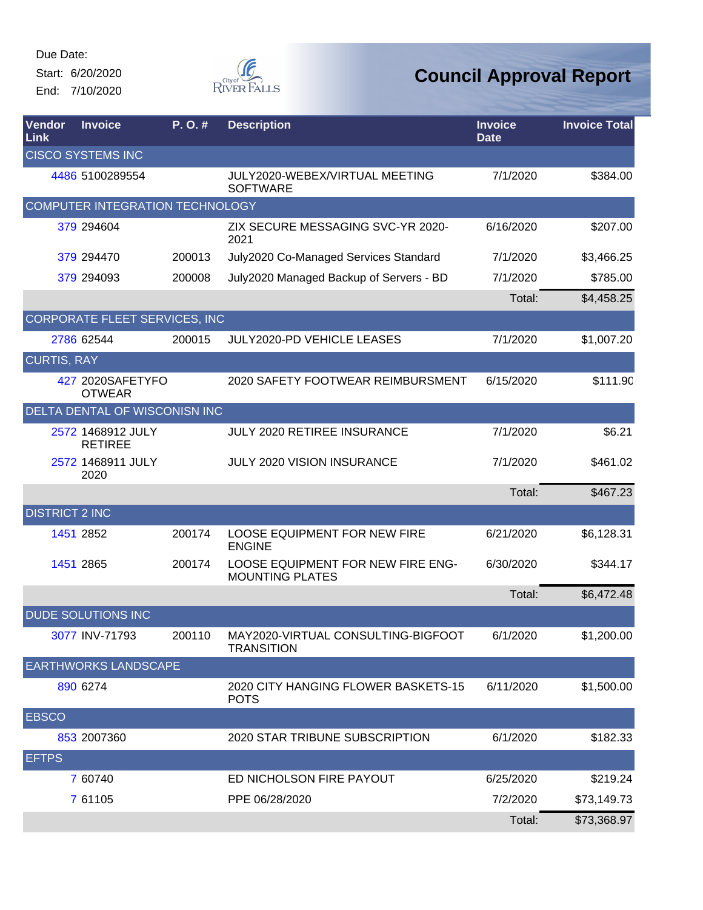Due Date:
Start: 6/20/2020
End: 7/10/2020

# Council Approval Report

| Vendor Link | Invoice | P. O. # | Description | Invoice Date | Invoice Total |
|---|---|---|---|---|---|
| CISCO SYSTEMS INC | | | | | |
| 4486 | 5100289554 | | JULY2020-WEBEX/VIRTUAL MEETING SOFTWARE | 7/1/2020 | $384.00 |
| COMPUTER INTEGRATION TECHNOLOGY | | | | | |
| 379 | 294604 | | ZIX SECURE MESSAGING SVC-YR 2020-2021 | 6/16/2020 | $207.00 |
| 379 | 294470 | 200013 | July2020 Co-Managed Services Standard | 7/1/2020 | $3,466.25 |
| 379 | 294093 | 200008 | July2020 Managed Backup of Servers - BD | 7/1/2020 | $785.00 |
| | | | | Total: | $4,458.25 |
| CORPORATE FLEET SERVICES, INC | | | | | |
| 2786 | 62544 | 200015 | JULY2020-PD VEHICLE LEASES | 7/1/2020 | $1,007.20 |
| CURTIS, RAY | | | | | |
| 427 | 2020SAFETYFOOTWEAR | | 2020 SAFETY FOOTWEAR REIMBURSMENT | 6/15/2020 | $111.90 |
| DELTA DENTAL OF WISCONISN INC | | | | | |
| 2572 | 1468912 JULY RETIREE | | JULY 2020 RETIREE INSURANCE | 7/1/2020 | $6.21 |
| 2572 | 1468911 JULY 2020 | | JULY 2020 VISION INSURANCE | 7/1/2020 | $461.02 |
| | | | | Total: | $467.23 |
| DISTRICT 2 INC | | | | | |
| 1451 | 2852 | 200174 | LOOSE EQUIPMENT FOR NEW FIRE ENGINE | 6/21/2020 | $6,128.31 |
| 1451 | 2865 | 200174 | LOOSE EQUIPMENT FOR NEW FIRE ENG-MOUNTING PLATES | 6/30/2020 | $344.17 |
| | | | | Total: | $6,472.48 |
| DUDE SOLUTIONS INC | | | | | |
| 3077 | INV-71793 | 200110 | MAY2020-VIRTUAL CONSULTING-BIGFOOT TRANSITION | 6/1/2020 | $1,200.00 |
| EARTHWORKS LANDSCAPE | | | | | |
| 890 | 6274 | | 2020 CITY HANGING FLOWER BASKETS-15 POTS | 6/11/2020 | $1,500.00 |
| EBSCO | | | | | |
| 853 | 2007360 | | 2020 STAR TRIBUNE SUBSCRIPTION | 6/1/2020 | $182.33 |
| EFTPS | | | | | |
| 7 | 60740 | | ED NICHOLSON FIRE PAYOUT | 6/25/2020 | $219.24 |
| 7 | 61105 | | PPE 06/28/2020 | 7/2/2020 | $73,149.73 |
| | | | | Total: | $73,368.97 |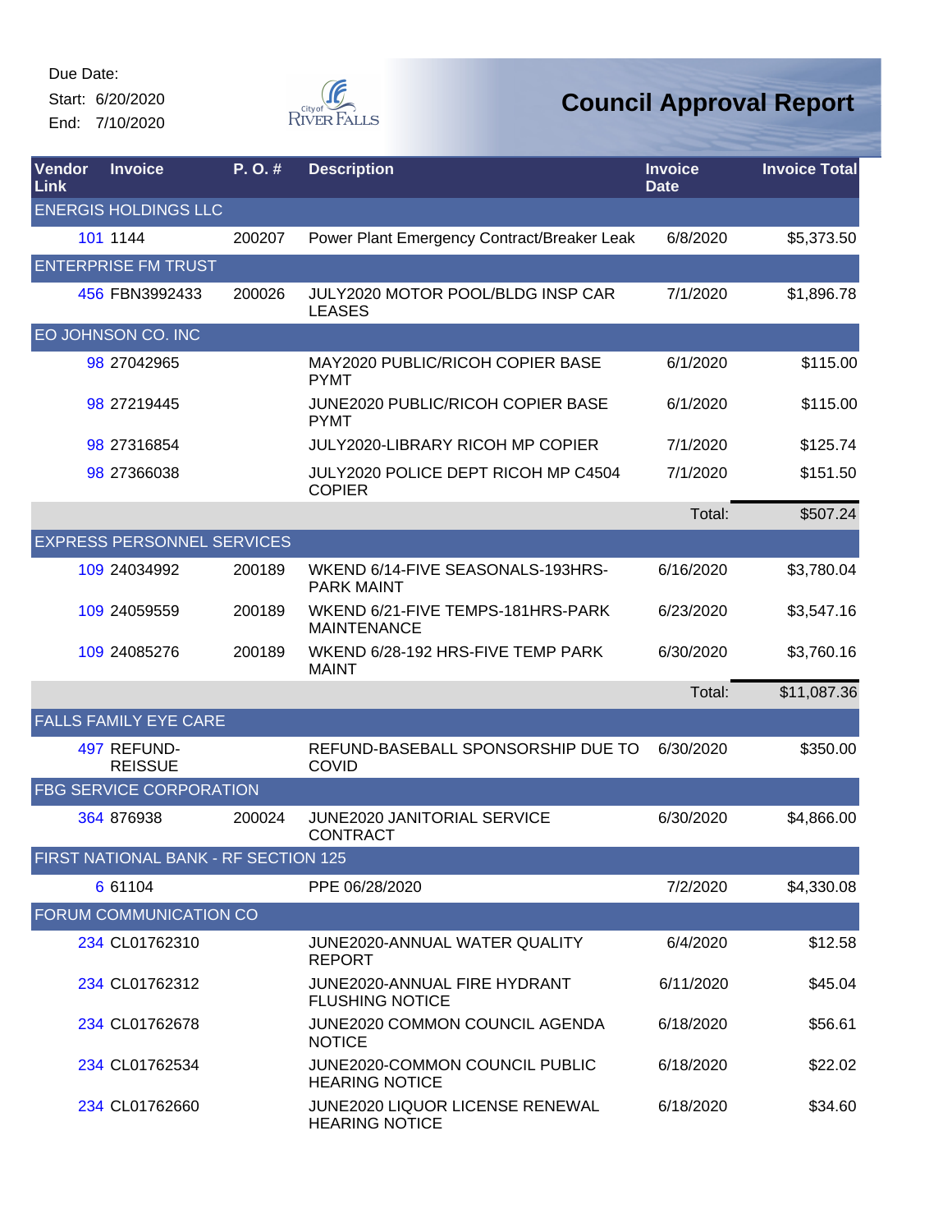Due Date:
Start: 6/20/2020
End: 7/10/2020

# Council Approval Report

| Vendor Link | Invoice | P. O. # | Description | Invoice Date | Invoice Total |
|---|---|---|---|---|---|
| ENERGIS HOLDINGS LLC | | | | | |
| 101 | 1144 | 200207 | Power Plant Emergency Contract/Breaker Leak | 6/8/2020 | $5,373.50 |
| ENTERPRISE FM TRUST | | | | | |
| 456 | FBN3992433 | 200026 | JULY2020 MOTOR POOL/BLDG INSP CAR LEASES | 7/1/2020 | $1,896.78 |
| EO JOHNSON CO. INC | | | | | |
| 98 | 27042965 | | MAY2020 PUBLIC/RICOH COPIER BASE PYMT | 6/1/2020 | $115.00 |
| 98 | 27219445 | | JUNE2020 PUBLIC/RICOH COPIER BASE PYMT | 6/1/2020 | $115.00 |
| 98 | 27316854 | | JULY2020-LIBRARY RICOH MP COPIER | 7/1/2020 | $125.74 |
| 98 | 27366038 | | JULY2020 POLICE DEPT RICOH MP C4504 COPIER | 7/1/2020 | $151.50 |
| | | | | Total: | $507.24 |
| EXPRESS PERSONNEL SERVICES | | | | | |
| 109 | 24034992 | 200189 | WKEND 6/14-FIVE SEASONALS-193HRS-PARK MAINT | 6/16/2020 | $3,780.04 |
| 109 | 24059559 | 200189 | WKEND 6/21-FIVE TEMPS-181HRS-PARK MAINTENANCE | 6/23/2020 | $3,547.16 |
| 109 | 24085276 | 200189 | WKEND 6/28-192 HRS-FIVE TEMP PARK MAINT | 6/30/2020 | $3,760.16 |
| | | | | Total: | $11,087.36 |
| FALLS FAMILY EYE CARE | | | | | |
| 497 | REFUND-REISSUE | | REFUND-BASEBALL SPONSORSHIP DUE TO COVID | 6/30/2020 | $350.00 |
| FBG SERVICE CORPORATION | | | | | |
| 364 | 876938 | 200024 | JUNE2020 JANITORIAL SERVICE CONTRACT | 6/30/2020 | $4,866.00 |
| FIRST NATIONAL BANK - RF SECTION 125 | | | | | |
| 6 | 61104 | | PPE 06/28/2020 | 7/2/2020 | $4,330.08 |
| FORUM COMMUNICATION CO | | | | | |
| 234 | CL01762310 | | JUNE2020-ANNUAL WATER QUALITY REPORT | 6/4/2020 | $12.58 |
| 234 | CL01762312 | | JUNE2020-ANNUAL FIRE HYDRANT FLUSHING NOTICE | 6/11/2020 | $45.04 |
| 234 | CL01762678 | | JUNE2020 COMMON COUNCIL AGENDA NOTICE | 6/18/2020 | $56.61 |
| 234 | CL01762534 | | JUNE2020-COMMON COUNCIL PUBLIC HEARING NOTICE | 6/18/2020 | $22.02 |
| 234 | CL01762660 | | JUNE2020 LIQUOR LICENSE RENEWAL HEARING NOTICE | 6/18/2020 | $34.60 |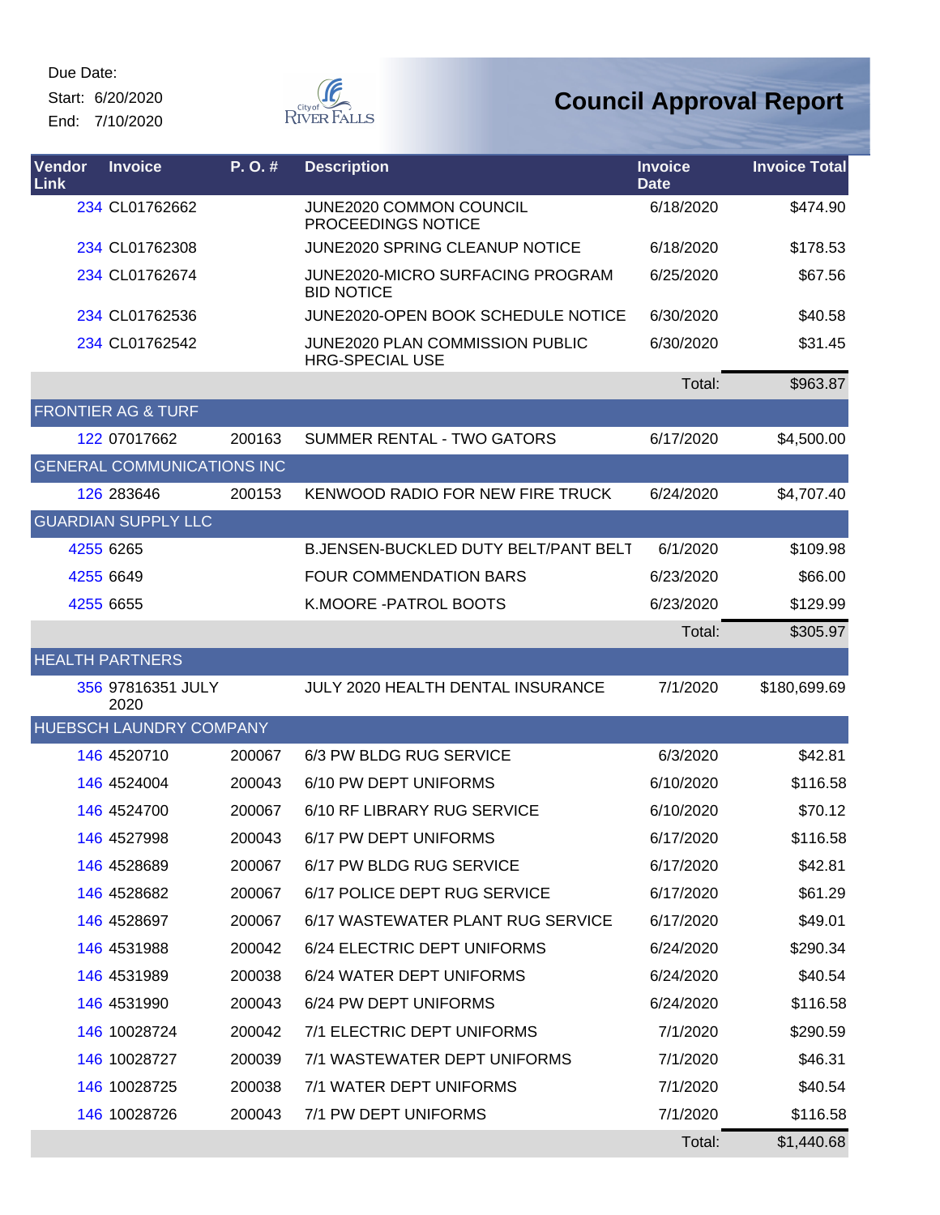Due Date:

Start: 6/20/2020

End: 7/10/2020

# Council Approval Report

| Vendor Link | Invoice | P. O. # | Description | Invoice Date | Invoice Total |
|---|---|---|---|---|---|
| 234 | CL01762662 | | JUNE2020 COMMON COUNCIL PROCEEDINGS NOTICE | 6/18/2020 | $474.90 |
| 234 | CL01762308 | | JUNE2020 SPRING CLEANUP NOTICE | 6/18/2020 | $178.53 |
| 234 | CL01762674 | | JUNE2020-MICRO SURFACING PROGRAM BID NOTICE | 6/25/2020 | $67.56 |
| 234 | CL01762536 | | JUNE2020-OPEN BOOK SCHEDULE NOTICE | 6/30/2020 | $40.58 |
| 234 | CL01762542 | | JUNE2020 PLAN COMMISSION PUBLIC HRG-SPECIAL USE | 6/30/2020 | $31.45 |
| | | | | Total: | $963.87 |
| FRONTIER AG & TURF | | | | | |
| 122 | 07017662 | 200163 | SUMMER RENTAL - TWO GATORS | 6/17/2020 | $4,500.00 |
| GENERAL COMMUNICATIONS INC | | | | | |
| 126 | 283646 | 200153 | KENWOOD RADIO FOR NEW FIRE TRUCK | 6/24/2020 | $4,707.40 |
| GUARDIAN SUPPLY LLC | | | | | |
| 4255 | 6265 | | B.JENSEN-BUCKLED DUTY BELT/PANT BELT | 6/1/2020 | $109.98 |
| 4255 | 6649 | | FOUR COMMENDATION BARS | 6/23/2020 | $66.00 |
| 4255 | 6655 | | K.MOORE -PATROL BOOTS | 6/23/2020 | $129.99 |
| | | | | Total: | $305.97 |
| HEALTH PARTNERS | | | | | |
| 356 | 97816351 JULY 2020 | | JULY 2020 HEALTH DENTAL INSURANCE | 7/1/2020 | $180,699.69 |
| HUEBSCH LAUNDRY COMPANY | | | | | |
| 146 | 4520710 | 200067 | 6/3 PW BLDG RUG SERVICE | 6/3/2020 | $42.81 |
| 146 | 4524004 | 200043 | 6/10 PW DEPT UNIFORMS | 6/10/2020 | $116.58 |
| 146 | 4524700 | 200067 | 6/10 RF LIBRARY RUG SERVICE | 6/10/2020 | $70.12 |
| 146 | 4527998 | 200043 | 6/17 PW DEPT UNIFORMS | 6/17/2020 | $116.58 |
| 146 | 4528689 | 200067 | 6/17 PW BLDG RUG SERVICE | 6/17/2020 | $42.81 |
| 146 | 4528682 | 200067 | 6/17 POLICE DEPT RUG SERVICE | 6/17/2020 | $61.29 |
| 146 | 4528697 | 200067 | 6/17 WASTEWATER PLANT RUG SERVICE | 6/17/2020 | $49.01 |
| 146 | 4531988 | 200042 | 6/24 ELECTRIC DEPT UNIFORMS | 6/24/2020 | $290.34 |
| 146 | 4531989 | 200038 | 6/24 WATER DEPT UNIFORMS | 6/24/2020 | $40.54 |
| 146 | 4531990 | 200043 | 6/24 PW DEPT UNIFORMS | 6/24/2020 | $116.58 |
| 146 | 10028724 | 200042 | 7/1 ELECTRIC DEPT UNIFORMS | 7/1/2020 | $290.59 |
| 146 | 10028727 | 200039 | 7/1 WASTEWATER DEPT UNIFORMS | 7/1/2020 | $46.31 |
| 146 | 10028725 | 200038 | 7/1 WATER DEPT UNIFORMS | 7/1/2020 | $40.54 |
| 146 | 10028726 | 200043 | 7/1 PW DEPT UNIFORMS | 7/1/2020 | $116.58 |
| | | | | Total: | $1,440.68 |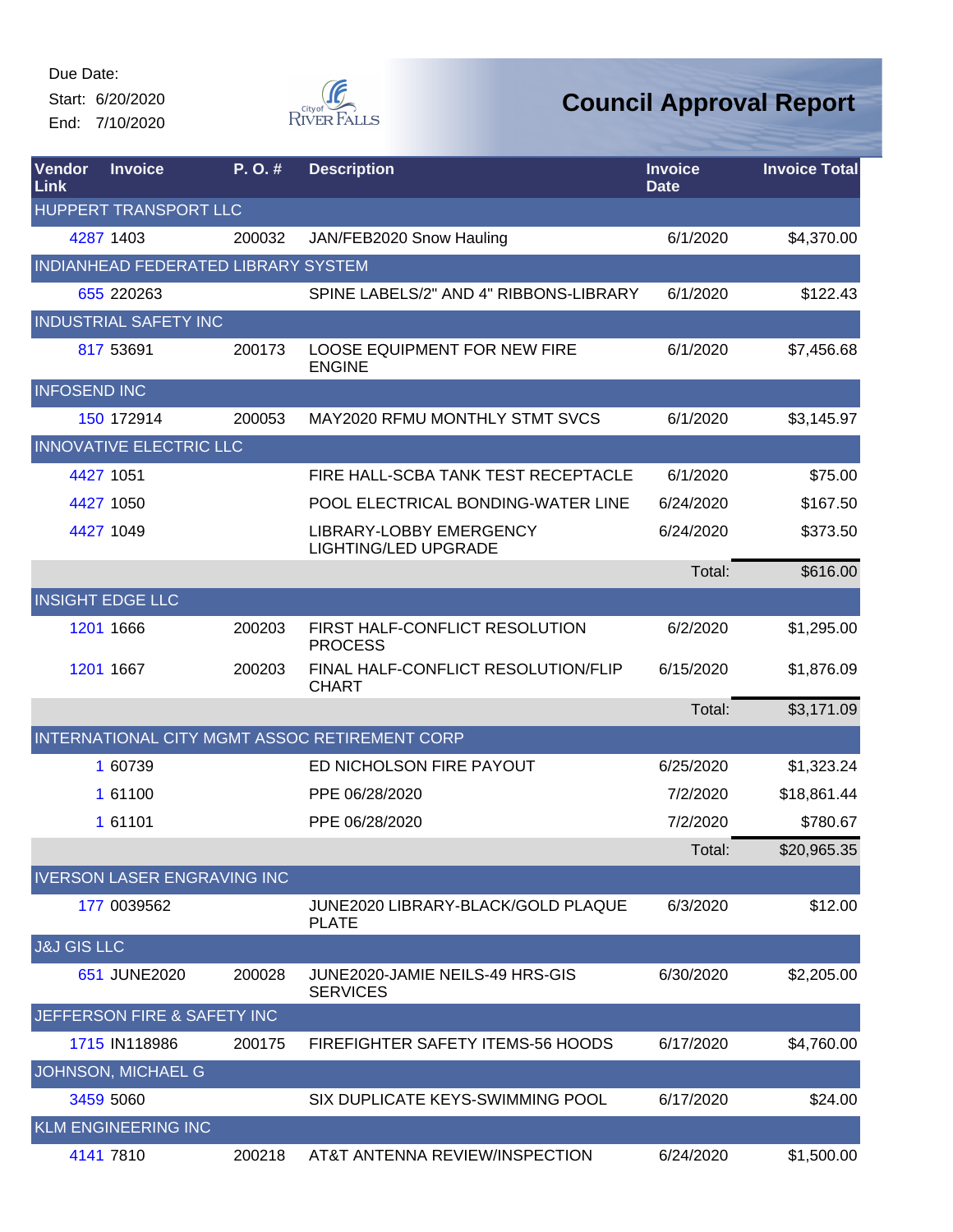Due Date:
Start: 6/20/2020
End: 7/10/2020

# Council Approval Report

| Vendor Link | Invoice | P. O. # | Description | Invoice Date | Invoice Total |
|---|---|---|---|---|---|
| HUPPERT TRANSPORT LLC | | | | | |
| 4287 | 1403 | 200032 | JAN/FEB2020 Snow Hauling | 6/1/2020 | $4,370.00 |
| INDIANHEAD FEDERATED LIBRARY SYSTEM | | | | | |
| 655 | 220263 | | SPINE LABELS/2" AND 4" RIBBONS-LIBRARY | 6/1/2020 | $122.43 |
| INDUSTRIAL SAFETY INC | | | | | |
| 817 | 53691 | 200173 | LOOSE EQUIPMENT FOR NEW FIRE ENGINE | 6/1/2020 | $7,456.68 |
| INFOSEND INC | | | | | |
| 150 | 172914 | 200053 | MAY2020 RFMU MONTHLY STMT SVCS | 6/1/2020 | $3,145.97 |
| INNOVATIVE ELECTRIC LLC | | | | | |
| 4427 | 1051 | | FIRE HALL-SCBA TANK TEST RECEPTACLE | 6/1/2020 | $75.00 |
| 4427 | 1050 | | POOL ELECTRICAL BONDING-WATER LINE | 6/24/2020 | $167.50 |
| 4427 | 1049 | | LIBRARY-LOBBY EMERGENCY LIGHTING/LED UPGRADE | 6/24/2020 | $373.50 |
| | | | | Total: | $616.00 |
| INSIGHT EDGE LLC | | | | | |
| 1201 | 1666 | 200203 | FIRST HALF-CONFLICT RESOLUTION PROCESS | 6/2/2020 | $1,295.00 |
| 1201 | 1667 | 200203 | FINAL HALF-CONFLICT RESOLUTION/FLIP CHART | 6/15/2020 | $1,876.09 |
| | | | | Total: | $3,171.09 |
| INTERNATIONAL CITY MGMT ASSOC RETIREMENT CORP | | | | | |
| 1 | 60739 | | ED NICHOLSON FIRE PAYOUT | 6/25/2020 | $1,323.24 |
| 1 | 61100 | | PPE 06/28/2020 | 7/2/2020 | $18,861.44 |
| 1 | 61101 | | PPE 06/28/2020 | 7/2/2020 | $780.67 |
| | | | | Total: | $20,965.35 |
| IVERSON LASER ENGRAVING INC | | | | | |
| 177 | 0039562 | | JUNE2020 LIBRARY-BLACK/GOLD PLAQUE PLATE | 6/3/2020 | $12.00 |
| J&J GIS LLC | | | | | |
| 651 | JUNE2020 | 200028 | JUNE2020-JAMIE NEILS-49 HRS-GIS SERVICES | 6/30/2020 | $2,205.00 |
| JEFFERSON FIRE & SAFETY INC | | | | | |
| 1715 | IN118986 | 200175 | FIREFIGHTER SAFETY ITEMS-56 HOODS | 6/17/2020 | $4,760.00 |
| JOHNSON, MICHAEL G | | | | | |
| 3459 | 5060 | | SIX DUPLICATE KEYS-SWIMMING POOL | 6/17/2020 | $24.00 |
| KLM ENGINEERING INC | | | | | |
| 4141 | 7810 | 200218 | AT&T ANTENNA REVIEW/INSPECTION | 6/24/2020 | $1,500.00 |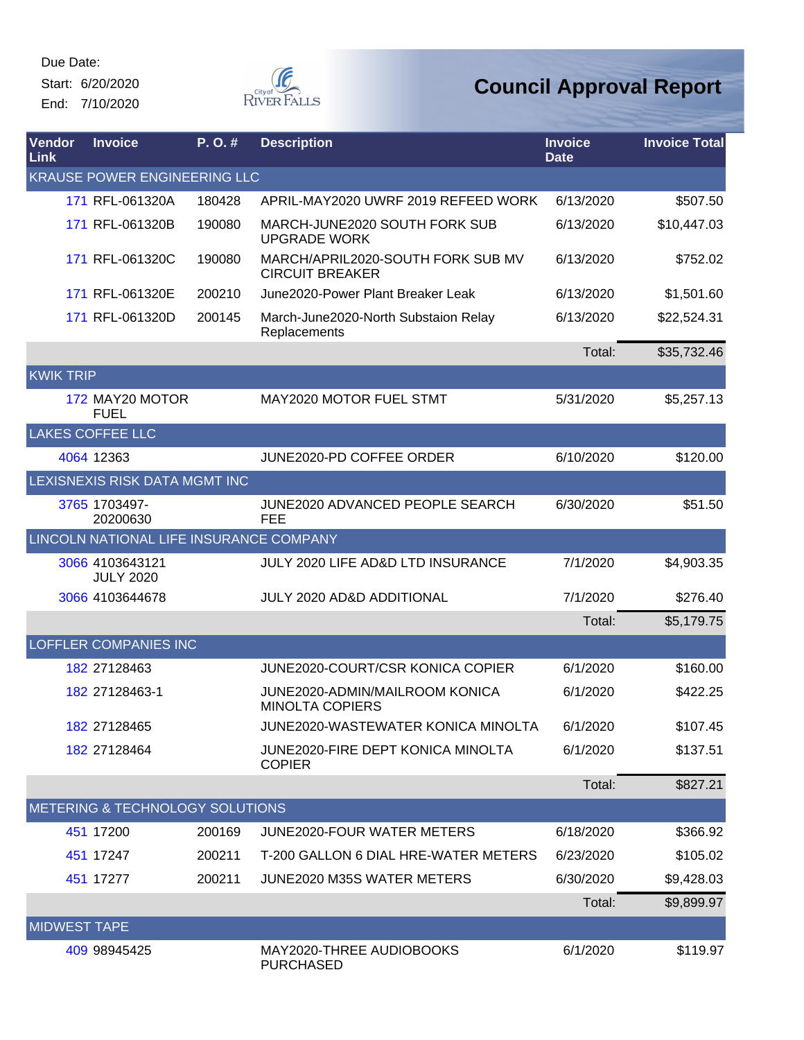Due Date:
Start: 6/20/2020
End: 7/10/2020

# Council Approval Report

| Vendor Link | Invoice | P. O. # | Description | Invoice Date | Invoice Total |
|---|---|---|---|---|---|
| KRAUSE POWER ENGINEERING LLC | | | | | |
| 171 | RFL-061320A | 180428 | APRIL-MAY2020 UWRF 2019 REFEED WORK | 6/13/2020 | $507.50 |
| 171 | RFL-061320B | 190080 | MARCH-JUNE2020 SOUTH FORK SUB UPGRADE WORK | 6/13/2020 | $10,447.03 |
| 171 | RFL-061320C | 190080 | MARCH/APRIL2020-SOUTH FORK SUB MV CIRCUIT BREAKER | 6/13/2020 | $752.02 |
| 171 | RFL-061320E | 200210 | June2020-Power Plant Breaker Leak | 6/13/2020 | $1,501.60 |
| 171 | RFL-061320D | 200145 | March-June2020-North Substaion Relay Replacements | 6/13/2020 | $22,524.31 |
| | | | | Total: | $35,732.46 |
| KWIK TRIP | | | | | |
| 172 | MAY20 MOTOR FUEL | | MAY2020 MOTOR FUEL STMT | 5/31/2020 | $5,257.13 |
| LAKES COFFEE LLC | | | | | |
| 4064 | 12363 | | JUNE2020-PD COFFEE ORDER | 6/10/2020 | $120.00 |
| LEXISNEXIS RISK DATA MGMT INC | | | | | |
| 3765 | 1703497-20200630 | | JUNE2020 ADVANCED PEOPLE SEARCH FEE | 6/30/2020 | $51.50 |
| LINCOLN NATIONAL LIFE INSURANCE COMPANY | | | | | |
| 3066 | 4103643121 JULY 2020 | | JULY 2020 LIFE AD&D LTD INSURANCE | 7/1/2020 | $4,903.35 |
| 3066 | 4103644678 | | JULY 2020 AD&D ADDITIONAL | 7/1/2020 | $276.40 |
| | | | | Total: | $5,179.75 |
| LOFFLER COMPANIES INC | | | | | |
| 182 | 27128463 | | JUNE2020-COURT/CSR KONICA COPIER | 6/1/2020 | $160.00 |
| 182 | 27128463-1 | | JUNE2020-ADMIN/MAILROOM KONICA MINOLTA COPIERS | 6/1/2020 | $422.25 |
| 182 | 27128465 | | JUNE2020-WASTEWATER KONICA MINOLTA | 6/1/2020 | $107.45 |
| 182 | 27128464 | | JUNE2020-FIRE DEPT KONICA MINOLTA COPIER | 6/1/2020 | $137.51 |
| | | | | Total: | $827.21 |
| METERING & TECHNOLOGY SOLUTIONS | | | | | |
| 451 | 17200 | 200169 | JUNE2020-FOUR WATER METERS | 6/18/2020 | $366.92 |
| 451 | 17247 | 200211 | T-200 GALLON 6 DIAL HRE-WATER METERS | 6/23/2020 | $105.02 |
| 451 | 17277 | 200211 | JUNE2020 M35S WATER METERS | 6/30/2020 | $9,428.03 |
| | | | | Total: | $9,899.97 |
| MIDWEST TAPE | | | | | |
| 409 | 98945425 | | MAY2020-THREE AUDIOBOOKS PURCHASED | 6/1/2020 | $119.97 |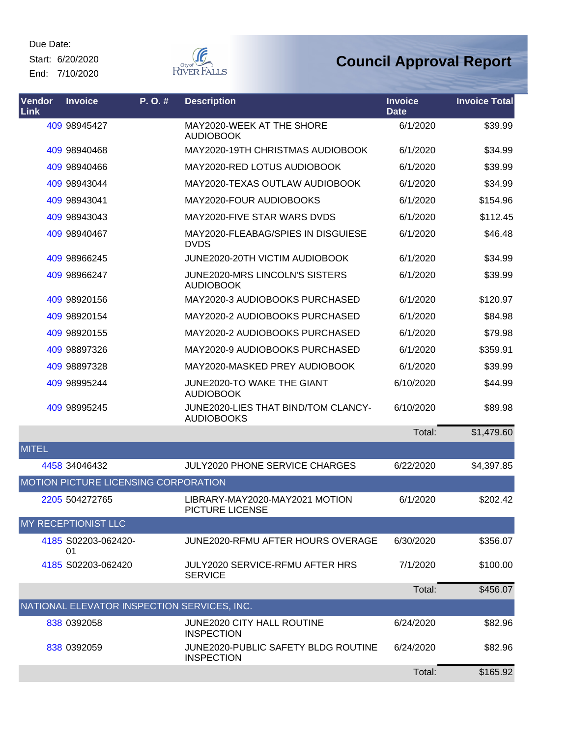Due Date:

Start: 6/20/2020

End: 7/10/2020

# Council Approval Report

| Vendor Link | Invoice | P. O. # | Description | Invoice Date | Invoice Total |
|---|---|---|---|---|---|
| 409 | 98945427 | | MAY2020-WEEK AT THE SHORE AUDIOBOOK | 6/1/2020 | $39.99 |
| 409 | 98940468 | | MAY2020-19TH CHRISTMAS AUDIOBOOK | 6/1/2020 | $34.99 |
| 409 | 98940466 | | MAY2020-RED LOTUS AUDIOBOOK | 6/1/2020 | $39.99 |
| 409 | 98943044 | | MAY2020-TEXAS OUTLAW AUDIOBOOK | 6/1/2020 | $34.99 |
| 409 | 98943041 | | MAY2020-FOUR AUDIOBOOKS | 6/1/2020 | $154.96 |
| 409 | 98943043 | | MAY2020-FIVE STAR WARS DVDS | 6/1/2020 | $112.45 |
| 409 | 98940467 | | MAY2020-FLEABAG/SPIES IN DISGUIESE DVDS | 6/1/2020 | $46.48 |
| 409 | 98966245 | | JUNE2020-20TH VICTIM AUDIOBOOK | 6/1/2020 | $34.99 |
| 409 | 98966247 | | JUNE2020-MRS LINCOLN'S SISTERS AUDIOBOOK | 6/1/2020 | $39.99 |
| 409 | 98920156 | | MAY2020-3 AUDIOBOOKS PURCHASED | 6/1/2020 | $120.97 |
| 409 | 98920154 | | MAY2020-2 AUDIOBOOKS PURCHASED | 6/1/2020 | $84.98 |
| 409 | 98920155 | | MAY2020-2 AUDIOBOOKS PURCHASED | 6/1/2020 | $79.98 |
| 409 | 98897326 | | MAY2020-9 AUDIOBOOKS PURCHASED | 6/1/2020 | $359.91 |
| 409 | 98897328 | | MAY2020-MASKED PREY AUDIOBOOK | 6/1/2020 | $39.99 |
| 409 | 98995244 | | JUNE2020-TO WAKE THE GIANT AUDIOBOOK | 6/10/2020 | $44.99 |
| 409 | 98995245 | | JUNE2020-LIES THAT BIND/TOM CLANCY-AUDIOBOOKS | 6/10/2020 | $89.98 |
| | | | | Total: | $1,479.60 |
| MITEL | | | | | |
| 4458 | 34046432 | | JULY2020 PHONE SERVICE CHARGES | 6/22/2020 | $4,397.85 |
| MOTION PICTURE LICENSING CORPORATION | | | | | |
| 2205 | 504272765 | | LIBRARY-MAY2020-MAY2021 MOTION PICTURE LICENSE | 6/1/2020 | $202.42 |
| MY RECEPTIONIST LLC | | | | | |
| 4185 | S02203-062420-01 | | JUNE2020-RFMU AFTER HOURS OVERAGE | 6/30/2020 | $356.07 |
| 4185 | S02203-062420 | | JULY2020 SERVICE-RFMU AFTER HRS SERVICE | 7/1/2020 | $100.00 |
| | | | | Total: | $456.07 |
| NATIONAL ELEVATOR INSPECTION SERVICES, INC. | | | | | |
| 838 | 0392058 | | JUNE2020 CITY HALL ROUTINE INSPECTION | 6/24/2020 | $82.96 |
| 838 | 0392059 | | JUNE2020-PUBLIC SAFETY BLDG ROUTINE INSPECTION | 6/24/2020 | $82.96 |
| | | | | Total: | $165.92 |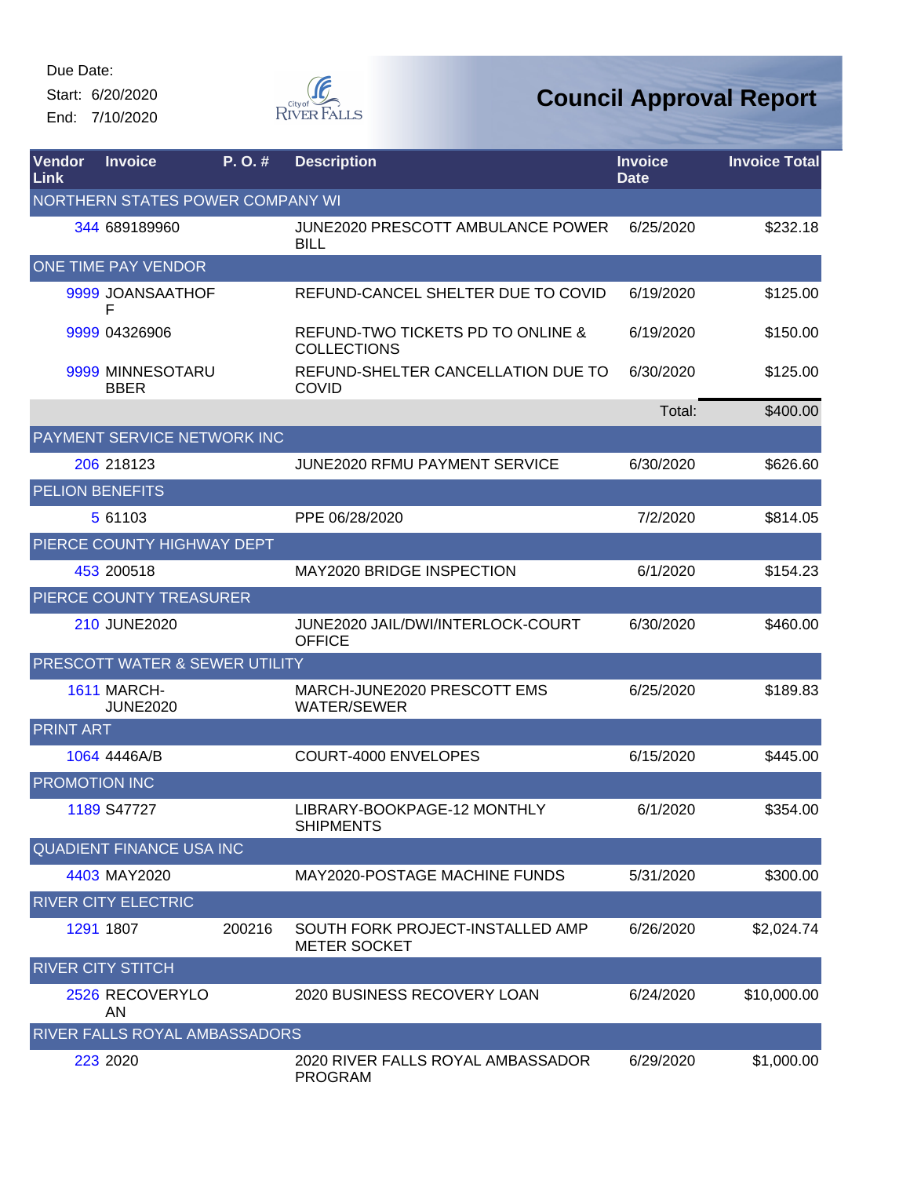Due Date:

Start: 6/20/2020

End: 7/10/2020

# Council Approval Report

| Vendor Link | Invoice | P. O. # | Description | Invoice Date | Invoice Total |
|---|---|---|---|---|---|
| NORTHERN STATES POWER COMPANY WI | | | | | |
| 344 | 689189960 | | JUNE2020 PRESCOTT AMBULANCE POWER BILL | 6/25/2020 | $232.18 |
| ONE TIME PAY VENDOR | | | | | |
| 9999 | JOANSAATHOFF | | REFUND-CANCEL SHELTER DUE TO COVID | 6/19/2020 | $125.00 |
| 9999 | 04326906 | | REFUND-TWO TICKETS PD TO ONLINE & COLLECTIONS | 6/19/2020 | $150.00 |
| 9999 | MINNESOTARUBBER | | REFUND-SHELTER CANCELLATION DUE TO COVID | 6/30/2020 | $125.00 |
| | | | | Total: | $400.00 |
| PAYMENT SERVICE NETWORK INC | | | | | |
| 206 | 218123 | | JUNE2020 RFMU PAYMENT SERVICE | 6/30/2020 | $626.60 |
| PELION BENEFITS | | | | | |
| 5 | 61103 | | PPE 06/28/2020 | 7/2/2020 | $814.05 |
| PIERCE COUNTY HIGHWAY DEPT | | | | | |
| 453 | 200518 | | MAY2020 BRIDGE INSPECTION | 6/1/2020 | $154.23 |
| PIERCE COUNTY TREASURER | | | | | |
| 210 | JUNE2020 | | JUNE2020 JAIL/DWI/INTERLOCK-COURT OFFICE | 6/30/2020 | $460.00 |
| PRESCOTT WATER & SEWER UTILITY | | | | | |
| 1611 | MARCH-JUNE2020 | | MARCH-JUNE2020 PRESCOTT EMS WATER/SEWER | 6/25/2020 | $189.83 |
| PRINT ART | | | | | |
| 1064 | 4446A/B | | COURT-4000 ENVELOPES | 6/15/2020 | $445.00 |
| PROMOTION INC | | | | | |
| 1189 | S47727 | | LIBRARY-BOOKPAGE-12 MONTHLY SHIPMENTS | 6/1/2020 | $354.00 |
| QUADIENT FINANCE USA INC | | | | | |
| 4403 | MAY2020 | | MAY2020-POSTAGE MACHINE FUNDS | 5/31/2020 | $300.00 |
| RIVER CITY ELECTRIC | | | | | |
| 1291 | 1807 | 200216 | SOUTH FORK PROJECT-INSTALLED AMP METER SOCKET | 6/26/2020 | $2,024.74 |
| RIVER CITY STITCH | | | | | |
| 2526 | RECOVERYLOAN | | 2020 BUSINESS RECOVERY LOAN | 6/24/2020 | $10,000.00 |
| RIVER FALLS ROYAL AMBASSADORS | | | | | |
| 223 | 2020 | | 2020 RIVER FALLS ROYAL AMBASSADOR PROGRAM | 6/29/2020 | $1,000.00 |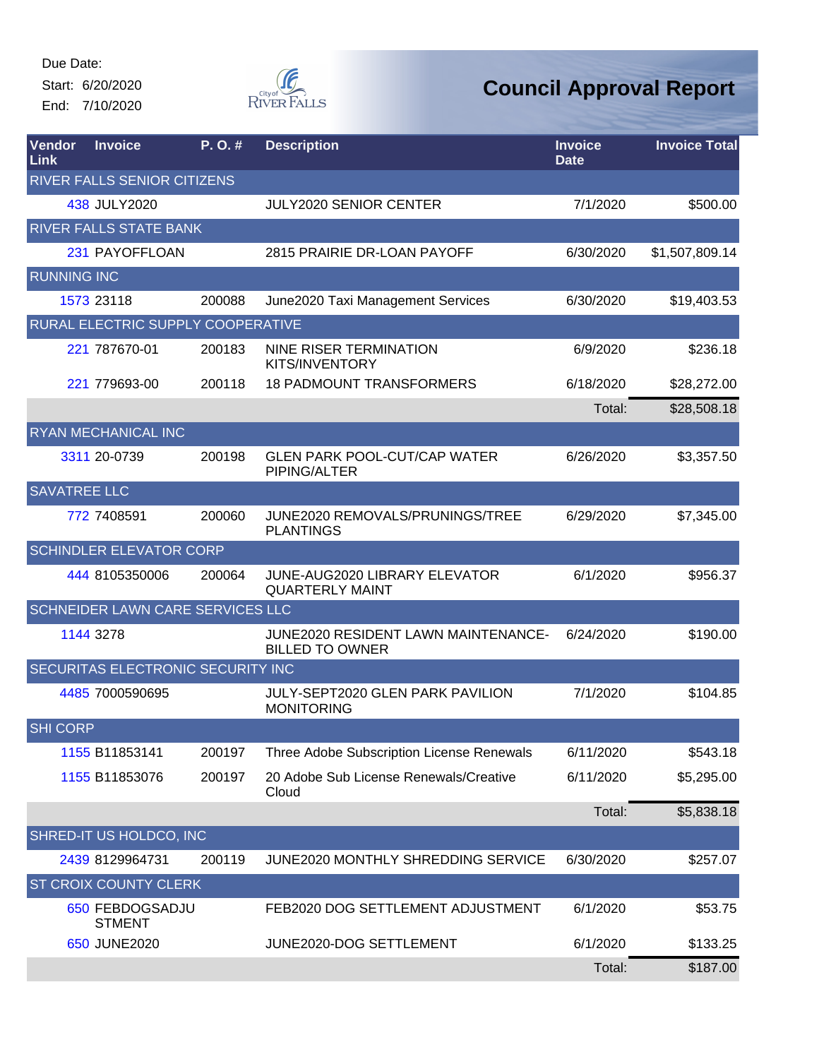Due Date:
Start: 6/20/2020
End: 7/10/2020

# Council Approval Report

| Vendor Link | Invoice | P. O. # | Description | Invoice Date | Invoice Total |
|---|---|---|---|---|---|
| RIVER FALLS SENIOR CITIZENS | | | | | |
| 438 | JULY2020 | | JULY2020 SENIOR CENTER | 7/1/2020 | $500.00 |
| RIVER FALLS STATE BANK | | | | | |
| 231 | PAYOFFLOAN | | 2815 PRAIRIE DR-LOAN PAYOFF | 6/30/2020 | $1,507,809.14 |
| RUNNING INC | | | | | |
| 1573 | 23118 | 200088 | June2020 Taxi Management Services | 6/30/2020 | $19,403.53 |
| RURAL ELECTRIC SUPPLY COOPERATIVE | | | | | |
| 221 | 787670-01 | 200183 | NINE RISER TERMINATION KITS/INVENTORY | 6/9/2020 | $236.18 |
| 221 | 779693-00 | 200118 | 18 PADMOUNT TRANSFORMERS | 6/18/2020 | $28,272.00 |
| | | | | Total: | $28,508.18 |
| RYAN MECHANICAL INC | | | | | |
| 3311 | 20-0739 | 200198 | GLEN PARK POOL-CUT/CAP WATER PIPING/ALTER | 6/26/2020 | $3,357.50 |
| SAVATREE LLC | | | | | |
| 772 | 7408591 | 200060 | JUNE2020 REMOVALS/PRUNINGS/TREE PLANTINGS | 6/29/2020 | $7,345.00 |
| SCHINDLER ELEVATOR CORP | | | | | |
| 444 | 8105350006 | 200064 | JUNE-AUG2020 LIBRARY ELEVATOR QUARTERLY MAINT | 6/1/2020 | $956.37 |
| SCHNEIDER LAWN CARE SERVICES LLC | | | | | |
| 1144 | 3278 | | JUNE2020 RESIDENT LAWN MAINTENANCE-BILLED TO OWNER | 6/24/2020 | $190.00 |
| SECURITAS ELECTRONIC SECURITY INC | | | | | |
| 4485 | 7000590695 | | JULY-SEPT2020 GLEN PARK PAVILION MONITORING | 7/1/2020 | $104.85 |
| SHI CORP | | | | | |
| 1155 | B11853141 | 200197 | Three Adobe Subscription License Renewals | 6/11/2020 | $543.18 |
| 1155 | B11853076 | 200197 | 20 Adobe Sub License Renewals/Creative Cloud | 6/11/2020 | $5,295.00 |
| | | | | Total: | $5,838.18 |
| SHRED-IT US HOLDCO, INC | | | | | |
| 2439 | 8129964731 | 200119 | JUNE2020 MONTHLY SHREDDING SERVICE | 6/30/2020 | $257.07 |
| ST CROIX COUNTY CLERK | | | | | |
| 650 | FEBDOGSADJUSTMENT | | FEB2020 DOG SETTLEMENT ADJUSTMENT | 6/1/2020 | $53.75 |
| 650 | JUNE2020 | | JUNE2020-DOG SETTLEMENT | 6/1/2020 | $133.25 |
| | | | | Total: | $187.00 |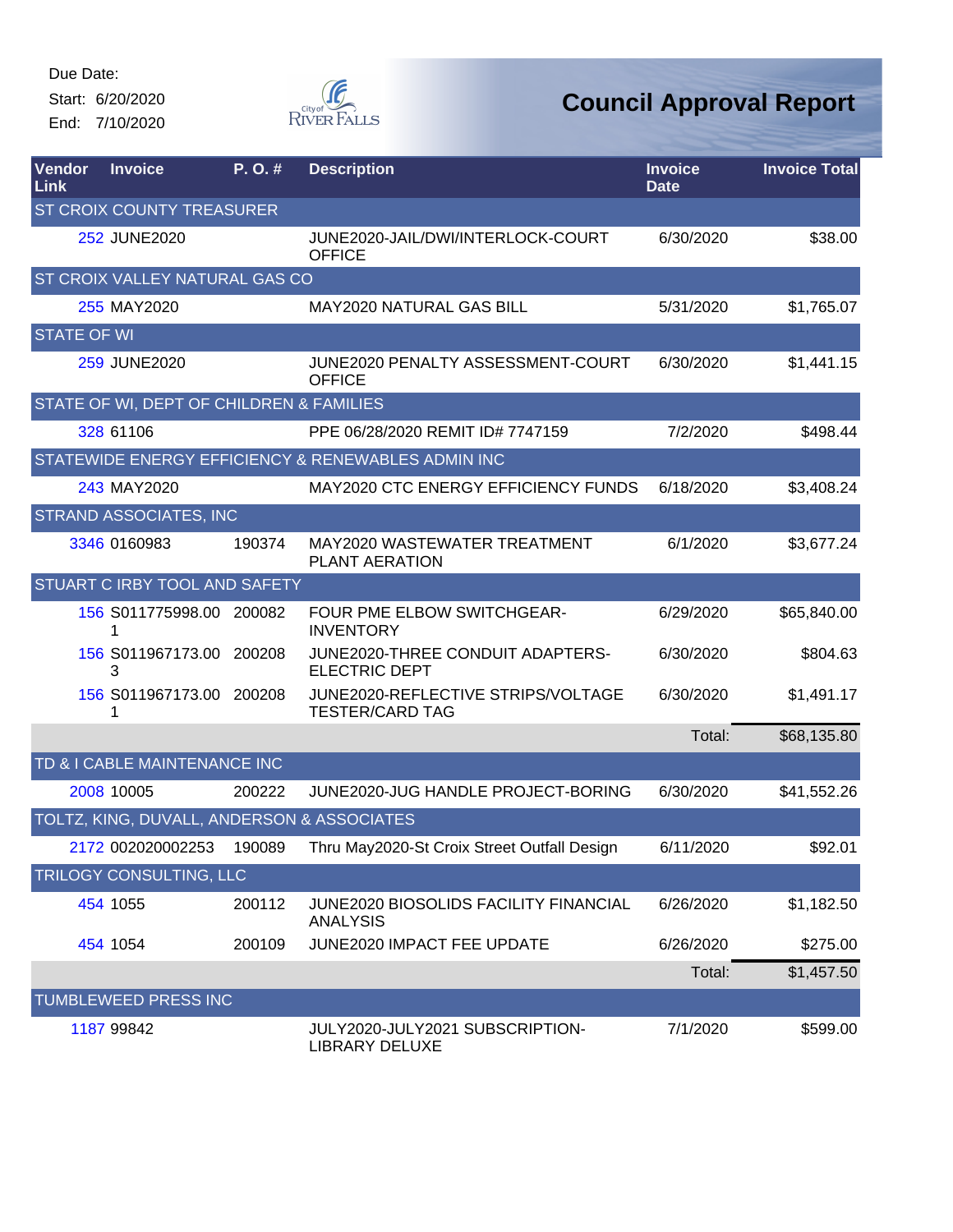Due Date:
Start: 6/20/2020
End: 7/10/2020

# Council Approval Report

| Vendor Link | Invoice | P. O. # | Description | Invoice Date | Invoice Total |
|---|---|---|---|---|---|
| ST CROIX COUNTY TREASURER | | | | | |
| 252 | JUNE2020 | | JUNE2020-JAIL/DWI/INTERLOCK-COURT OFFICE | 6/30/2020 | $38.00 |
| ST CROIX VALLEY NATURAL GAS CO | | | | | |
| 255 | MAY2020 | | MAY2020 NATURAL GAS BILL | 5/31/2020 | $1,765.07 |
| STATE OF WI | | | | | |
| 259 | JUNE2020 | | JUNE2020 PENALTY ASSESSMENT-COURT OFFICE | 6/30/2020 | $1,441.15 |
| STATE OF WI, DEPT OF CHILDREN & FAMILIES | | | | | |
| 328 | 61106 | | PPE 06/28/2020 REMIT ID# 7747159 | 7/2/2020 | $498.44 |
| STATEWIDE ENERGY EFFICIENCY & RENEWABLES ADMIN INC | | | | | |
| 243 | MAY2020 | | MAY2020 CTC ENERGY EFFICIENCY FUNDS | 6/18/2020 | $3,408.24 |
| STRAND ASSOCIATES, INC | | | | | |
| 3346 | 0160983 | 190374 | MAY2020 WASTEWATER TREATMENT PLANT AERATION | 6/1/2020 | $3,677.24 |
| STUART C IRBY TOOL AND SAFETY | | | | | |
| 156 | S011775998.001 | 200082 | FOUR PME ELBOW SWITCHGEAR-INVENTORY | 6/29/2020 | $65,840.00 |
| 156 | S011967173.003 | 200208 | JUNE2020-THREE CONDUIT ADAPTERS-ELECTRIC DEPT | 6/30/2020 | $804.63 |
| 156 | S011967173.001 | 200208 | JUNE2020-REFLECTIVE STRIPS/VOLTAGE TESTER/CARD TAG | 6/30/2020 | $1,491.17 |
| | | | | Total: | $68,135.80 |
| TD & I CABLE MAINTENANCE INC | | | | | |
| 2008 | 10005 | 200222 | JUNE2020-JUG HANDLE PROJECT-BORING | 6/30/2020 | $41,552.26 |
| TOLTZ, KING, DUVALL, ANDERSON & ASSOCIATES | | | | | |
| 2172 | 002020002253 | 190089 | Thru May2020-St Croix Street Outfall Design | 6/11/2020 | $92.01 |
| TRILOGY CONSULTING, LLC | | | | | |
| 454 | 1055 | 200112 | JUNE2020 BIOSOLIDS FACILITY FINANCIAL ANALYSIS | 6/26/2020 | $1,182.50 |
| 454 | 1054 | 200109 | JUNE2020 IMPACT FEE UPDATE | 6/26/2020 | $275.00 |
| | | | | Total: | $1,457.50 |
| TUMBLEWEED PRESS INC | | | | | |
| 1187 | 99842 | | JULY2020-JULY2021 SUBSCRIPTION-LIBRARY DELUXE | 7/1/2020 | $599.00 |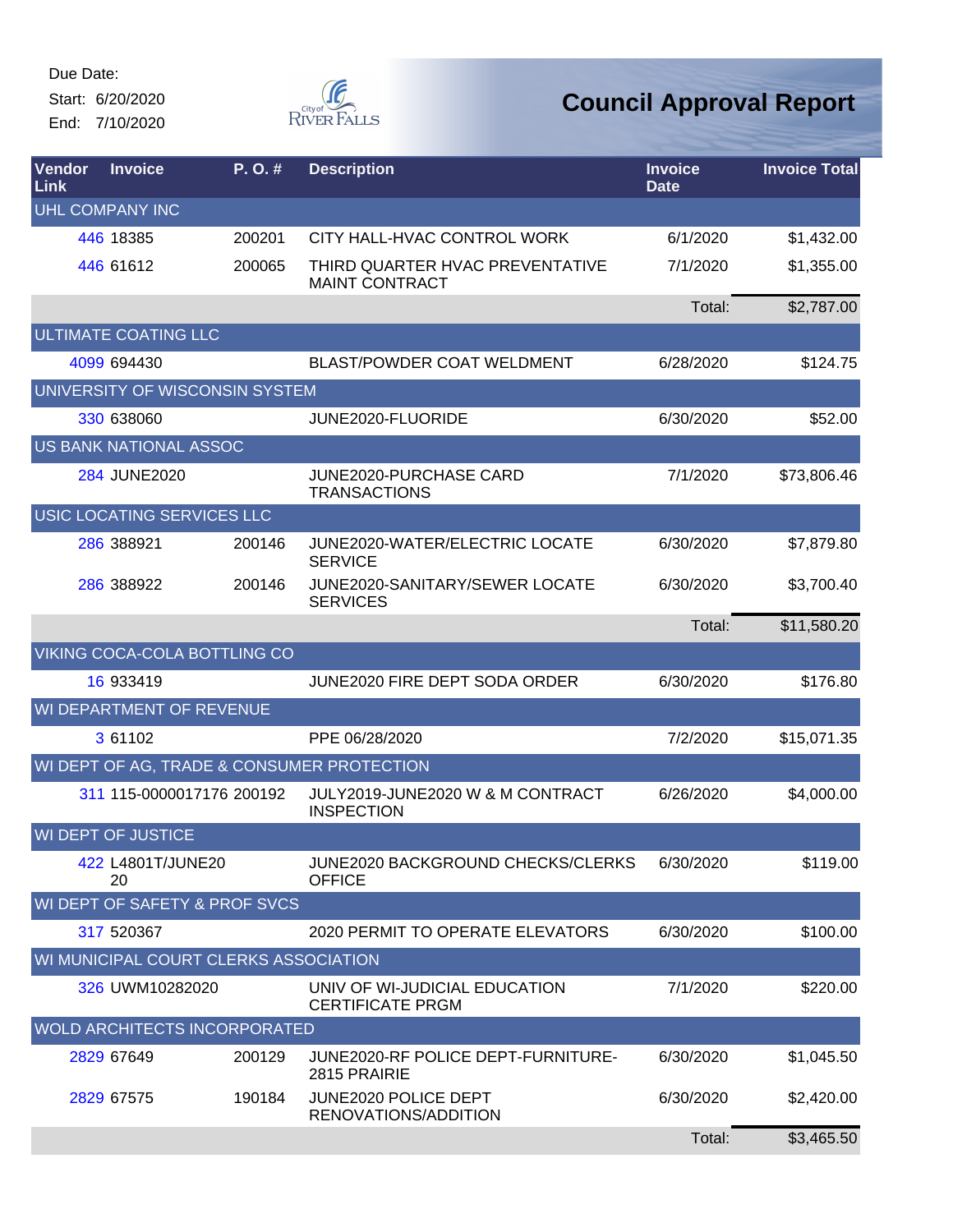Due Date:

Start: 6/20/2020

End: 7/10/2020

# Council Approval Report

| Vendor Link | Invoice | P. O. # | Description | Invoice Date | Invoice Total |
|---|---|---|---|---|---|
| UHL COMPANY INC | | | | | |
| 446 | 18385 | 200201 | CITY HALL-HVAC CONTROL WORK | 6/1/2020 | $1,432.00 |
| 446 | 61612 | 200065 | THIRD QUARTER HVAC PREVENTATIVE MAINT CONTRACT | 7/1/2020 | $1,355.00 |
| | | | | Total: | $2,787.00 |
| ULTIMATE COATING LLC | | | | | |
| 4099 | 694430 | | BLAST/POWDER COAT WELDMENT | 6/28/2020 | $124.75 |
| UNIVERSITY OF WISCONSIN SYSTEM | | | | | |
| 330 | 638060 | | JUNE2020-FLUORIDE | 6/30/2020 | $52.00 |
| US BANK NATIONAL ASSOC | | | | | |
| 284 | JUNE2020 | | JUNE2020-PURCHASE CARD TRANSACTIONS | 7/1/2020 | $73,806.46 |
| USIC LOCATING SERVICES LLC | | | | | |
| 286 | 388921 | 200146 | JUNE2020-WATER/ELECTRIC LOCATE SERVICE | 6/30/2020 | $7,879.80 |
| 286 | 388922 | 200146 | JUNE2020-SANITARY/SEWER LOCATE SERVICES | 6/30/2020 | $3,700.40 |
| | | | | Total: | $11,580.20 |
| VIKING COCA-COLA BOTTLING CO | | | | | |
| 16 | 933419 | | JUNE2020 FIRE DEPT SODA ORDER | 6/30/2020 | $176.80 |
| WI DEPARTMENT OF REVENUE | | | | | |
| 3 | 61102 | | PPE 06/28/2020 | 7/2/2020 | $15,071.35 |
| WI DEPT OF AG, TRADE & CONSUMER PROTECTION | | | | | |
| 311 | 115-0000017176 | 200192 | JULY2019-JUNE2020 W & M CONTRACT INSPECTION | 6/26/2020 | $4,000.00 |
| WI DEPT OF JUSTICE | | | | | |
| 422 | L4801T/JUNE2020 | | JUNE2020 BACKGROUND CHECKS/CLERKS OFFICE | 6/30/2020 | $119.00 |
| WI DEPT OF SAFETY & PROF SVCS | | | | | |
| 317 | 520367 | | 2020 PERMIT TO OPERATE ELEVATORS | 6/30/2020 | $100.00 |
| WI MUNICIPAL COURT CLERKS ASSOCIATION | | | | | |
| 326 | UWM10282020 | | UNIV OF WI-JUDICIAL EDUCATION CERTIFICATE PRGM | 7/1/2020 | $220.00 |
| WOLD ARCHITECTS INCORPORATED | | | | | |
| 2829 | 67649 | 200129 | JUNE2020-RF POLICE DEPT-FURNITURE-2815 PRAIRIE | 6/30/2020 | $1,045.50 |
| 2829 | 67575 | 190184 | JUNE2020 POLICE DEPT RENOVATIONS/ADDITION | 6/30/2020 | $2,420.00 |
| | | | | Total: | $3,465.50 |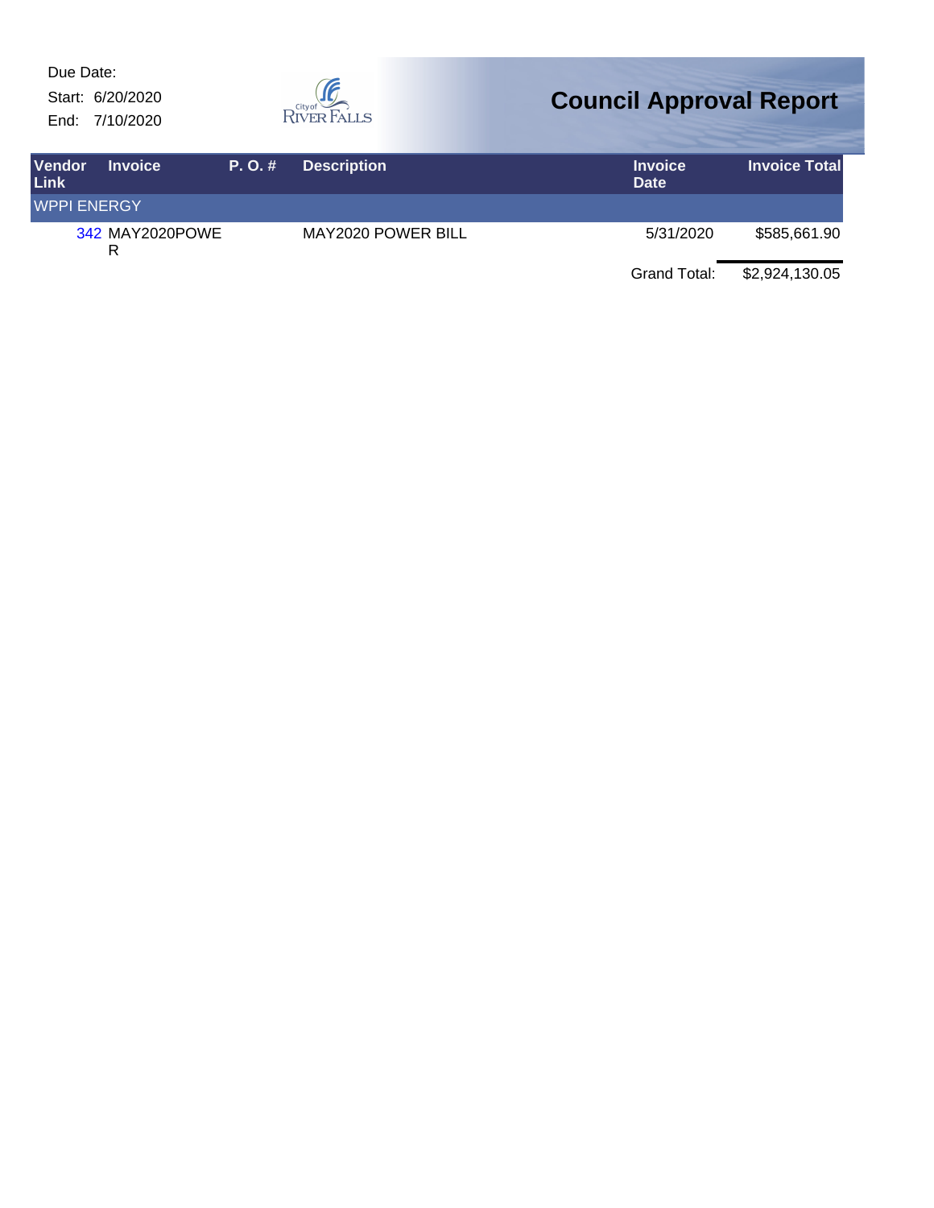Due Date:

Start: 6/20/2020

End: 7/10/2020

City of River Falls

# Council Approval Report

| Vendor Link | Invoice | P. O. # | Description | Invoice Date | Invoice Total |
|---|---|---|---|---|---|
| WPPI ENERGY | | | | | |
| 342 | MAY2020POWER | | MAY2020 POWER BILL | 5/31/2020 | $585,661.90 |
| | | | | Grand Total: | $2,924,130.05 |